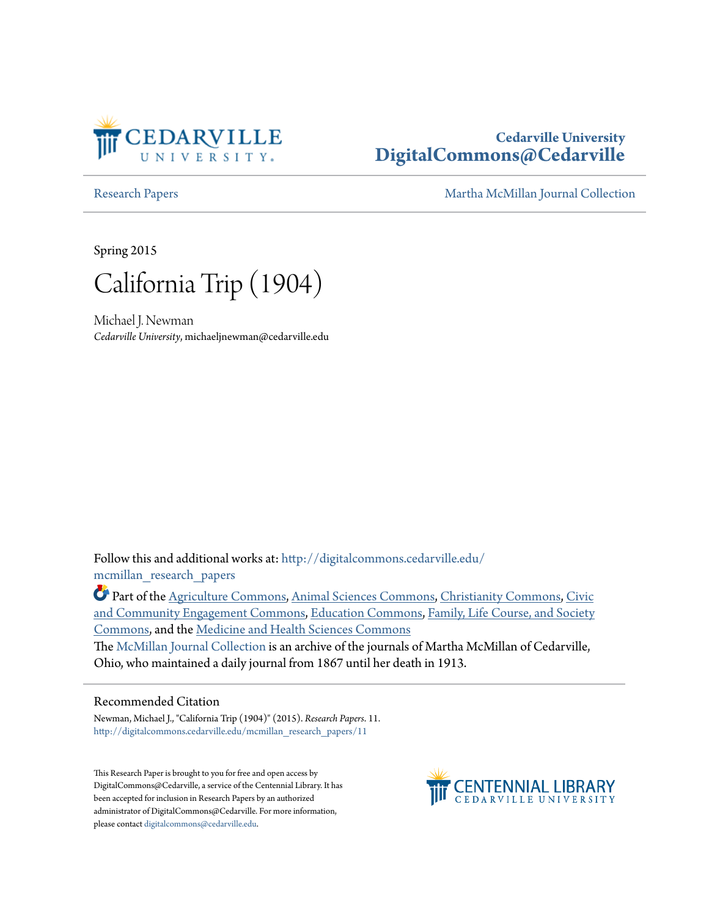Cedarville University
**DigitalCommons@Cedarville**

Research Papers | Martha McMillan Journal Collection

Spring 2015

# California Trip (1904)

Michael J. Newman
*Cedarville University*, michaeljnewman@cedarville.edu

Follow this and additional works at: http://digitalcommons.cedarville.edu/mcmillan_research_papers

Part of the Agriculture Commons, Animal Sciences Commons, Christianity Commons, Civic and Community Engagement Commons, Education Commons, Family, Life Course, and Society Commons, and the Medicine and Health Sciences Commons

The McMillan Journal Collection is an archive of the journals of Martha McMillan of Cedarville, Ohio, who maintained a daily journal from 1867 until her death in 1913.

## Recommended Citation

Newman, Michael J., "California Trip (1904)" (2015). *Research Papers*. 11.
http://digitalcommons.cedarville.edu/mcmillan_research_papers/11

This Research Paper is brought to you for free and open access by DigitalCommons@Cedarville, a service of the Centennial Library. It has been accepted for inclusion in Research Papers by an authorized administrator of DigitalCommons@Cedarville. For more information, please contact digitalcommons@cedarville.edu.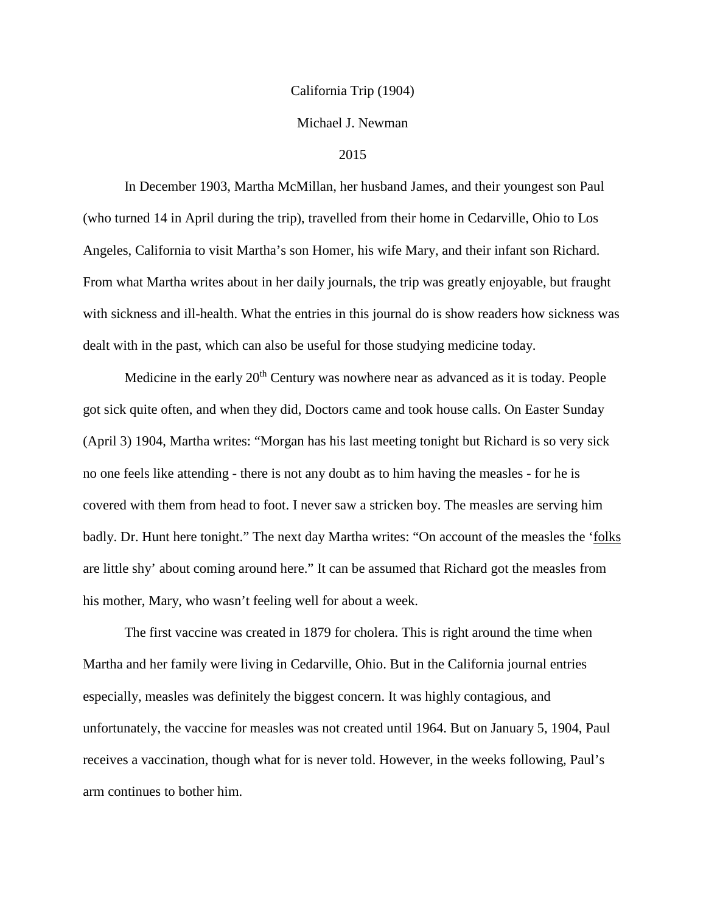California Trip (1904)

Michael J. Newman

2015

In December 1903, Martha McMillan, her husband James, and their youngest son Paul (who turned 14 in April during the trip), travelled from their home in Cedarville, Ohio to Los Angeles, California to visit Martha's son Homer, his wife Mary, and their infant son Richard. From what Martha writes about in her daily journals, the trip was greatly enjoyable, but fraught with sickness and ill-health. What the entries in this journal do is show readers how sickness was dealt with in the past, which can also be useful for those studying medicine today.

Medicine in the early 20th Century was nowhere near as advanced as it is today. People got sick quite often, and when they did, Doctors came and took house calls. On Easter Sunday (April 3) 1904, Martha writes: "Morgan has his last meeting tonight but Richard is so very sick no one feels like attending - there is not any doubt as to him having the measles - for he is covered with them from head to foot. I never saw a stricken boy. The measles are serving him badly. Dr. Hunt here tonight." The next day Martha writes: "On account of the measles the 'folks are little shy' about coming around here." It can be assumed that Richard got the measles from his mother, Mary, who wasn't feeling well for about a week.

The first vaccine was created in 1879 for cholera. This is right around the time when Martha and her family were living in Cedarville, Ohio. But in the California journal entries especially, measles was definitely the biggest concern. It was highly contagious, and unfortunately, the vaccine for measles was not created until 1964. But on January 5, 1904, Paul receives a vaccination, though what for is never told. However, in the weeks following, Paul's arm continues to bother him.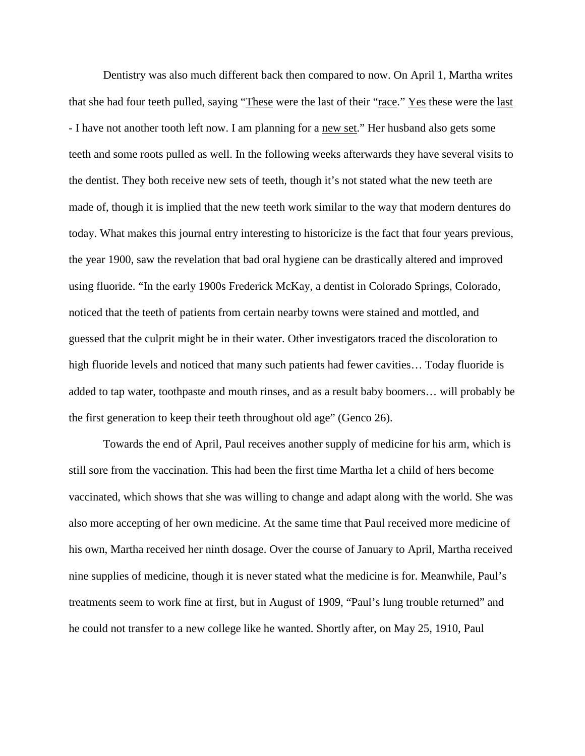Dentistry was also much different back then compared to now. On April 1, Martha writes that she had four teeth pulled, saying "<u>These</u> were the last of their "<u>race</u>." <u>Yes</u> these were the <u>last</u> - I have not another tooth left now. I am planning for a <u>new set</u>." Her husband also gets some teeth and some roots pulled as well. In the following weeks afterwards they have several visits to the dentist. They both receive new sets of teeth, though it's not stated what the new teeth are made of, though it is implied that the new teeth work similar to the way that modern dentures do today. What makes this journal entry interesting to historicize is the fact that four years previous, the year 1900, saw the revelation that bad oral hygiene can be drastically altered and improved using fluoride. "In the early 1900s Frederick McKay, a dentist in Colorado Springs, Colorado, noticed that the teeth of patients from certain nearby towns were stained and mottled, and guessed that the culprit might be in their water. Other investigators traced the discoloration to high fluoride levels and noticed that many such patients had fewer cavities… Today fluoride is added to tap water, toothpaste and mouth rinses, and as a result baby boomers… will probably be the first generation to keep their teeth throughout old age" (Genco 26).

Towards the end of April, Paul receives another supply of medicine for his arm, which is still sore from the vaccination. This had been the first time Martha let a child of hers become vaccinated, which shows that she was willing to change and adapt along with the world. She was also more accepting of her own medicine. At the same time that Paul received more medicine of his own, Martha received her ninth dosage. Over the course of January to April, Martha received nine supplies of medicine, though it is never stated what the medicine is for. Meanwhile, Paul's treatments seem to work fine at first, but in August of 1909, "Paul's lung trouble returned" and he could not transfer to a new college like he wanted. Shortly after, on May 25, 1910, Paul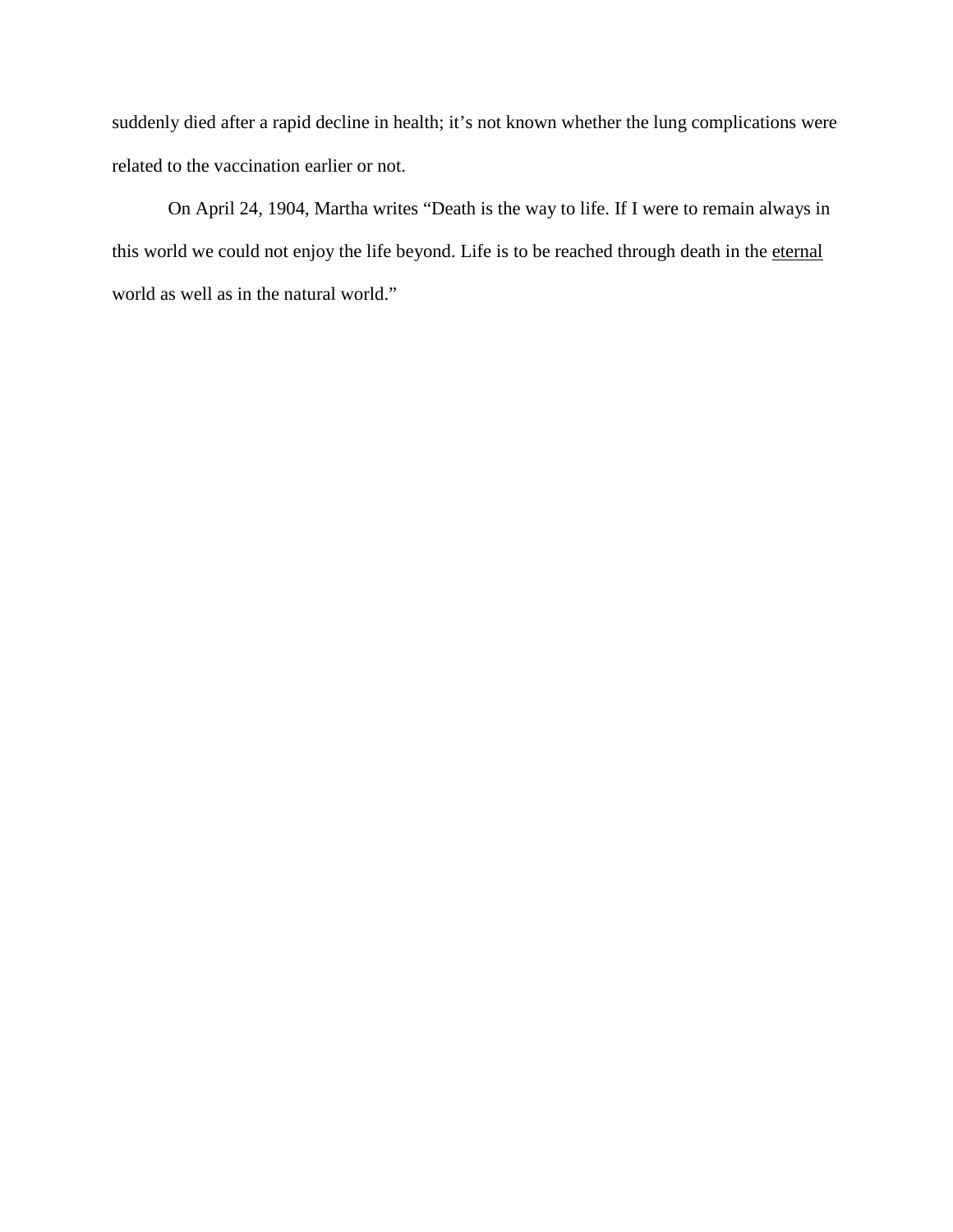suddenly died after a rapid decline in health; it's not known whether the lung complications were related to the vaccination earlier or not.

On April 24, 1904, Martha writes "Death is the way to life. If I were to remain always in this world we could not enjoy the life beyond. Life is to be reached through death in the <u>eternal</u> world as well as in the natural world."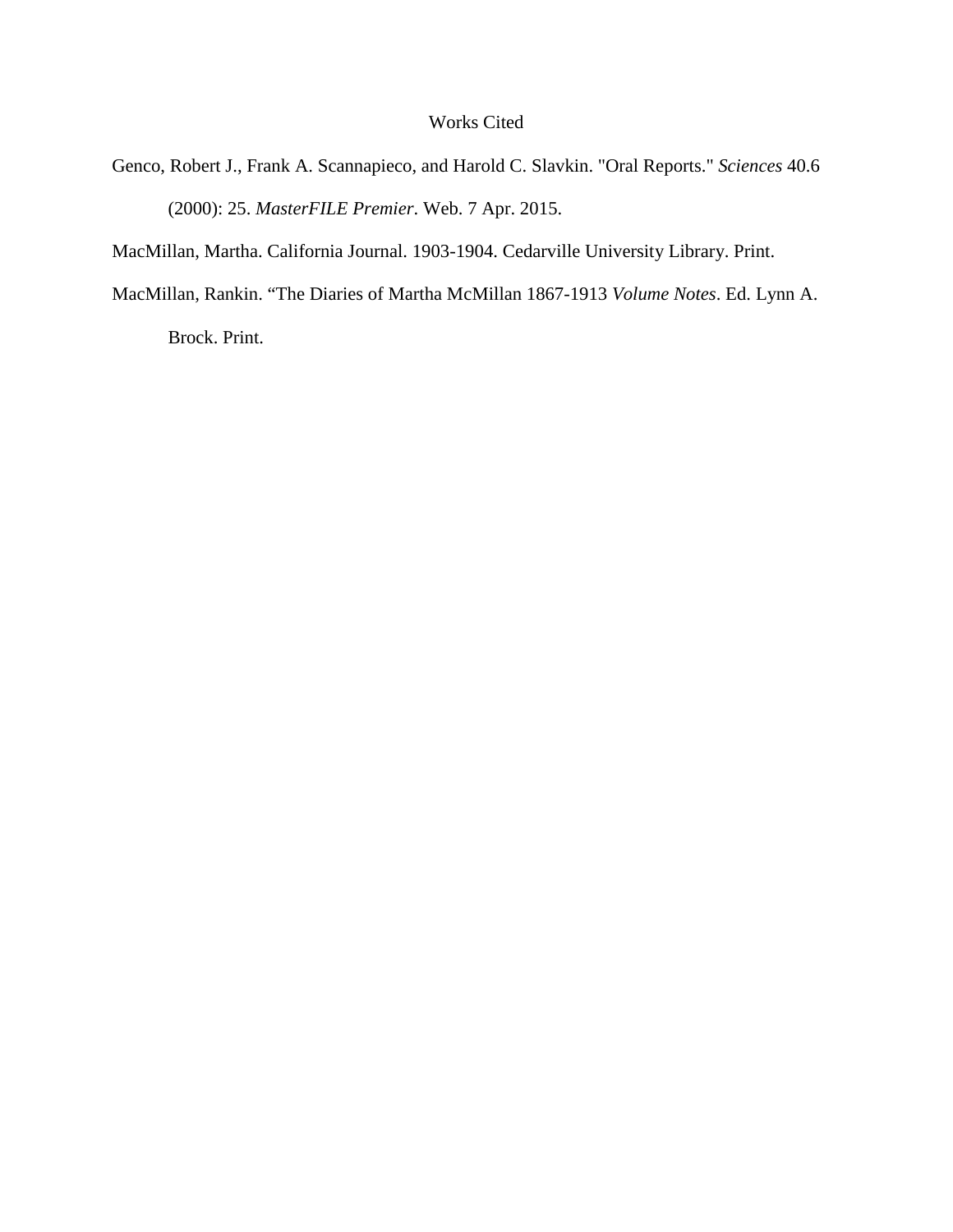# Works Cited

Genco, Robert J., Frank A. Scannapieco, and Harold C. Slavkin. "Oral Reports." *Sciences* 40.6 (2000): 25. *MasterFILE Premier*. Web. 7 Apr. 2015.

MacMillan, Martha. California Journal. 1903-1904. Cedarville University Library. Print.

MacMillan, Rankin. “The Diaries of Martha McMillan 1867-1913 *Volume Notes*. Ed. Lynn A. Brock. Print.